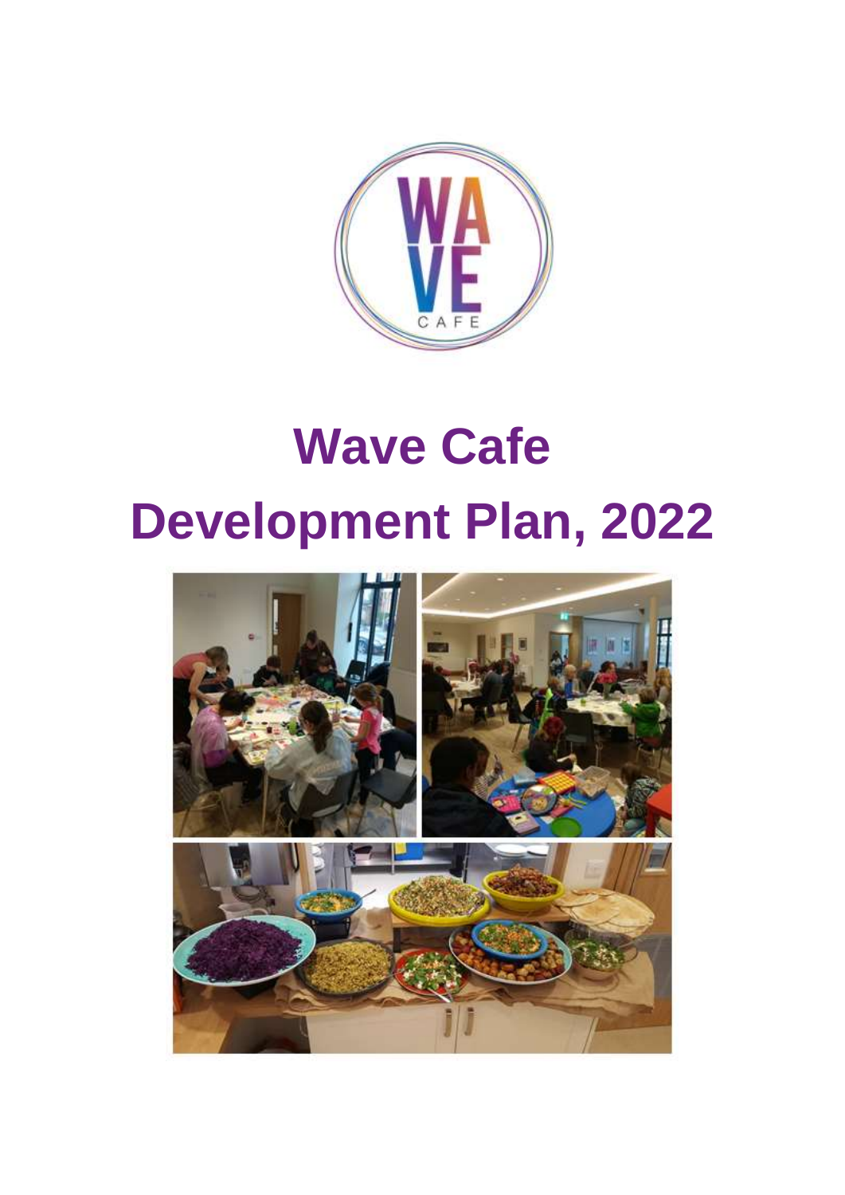# Wave Cafe

# Development Plan, 2022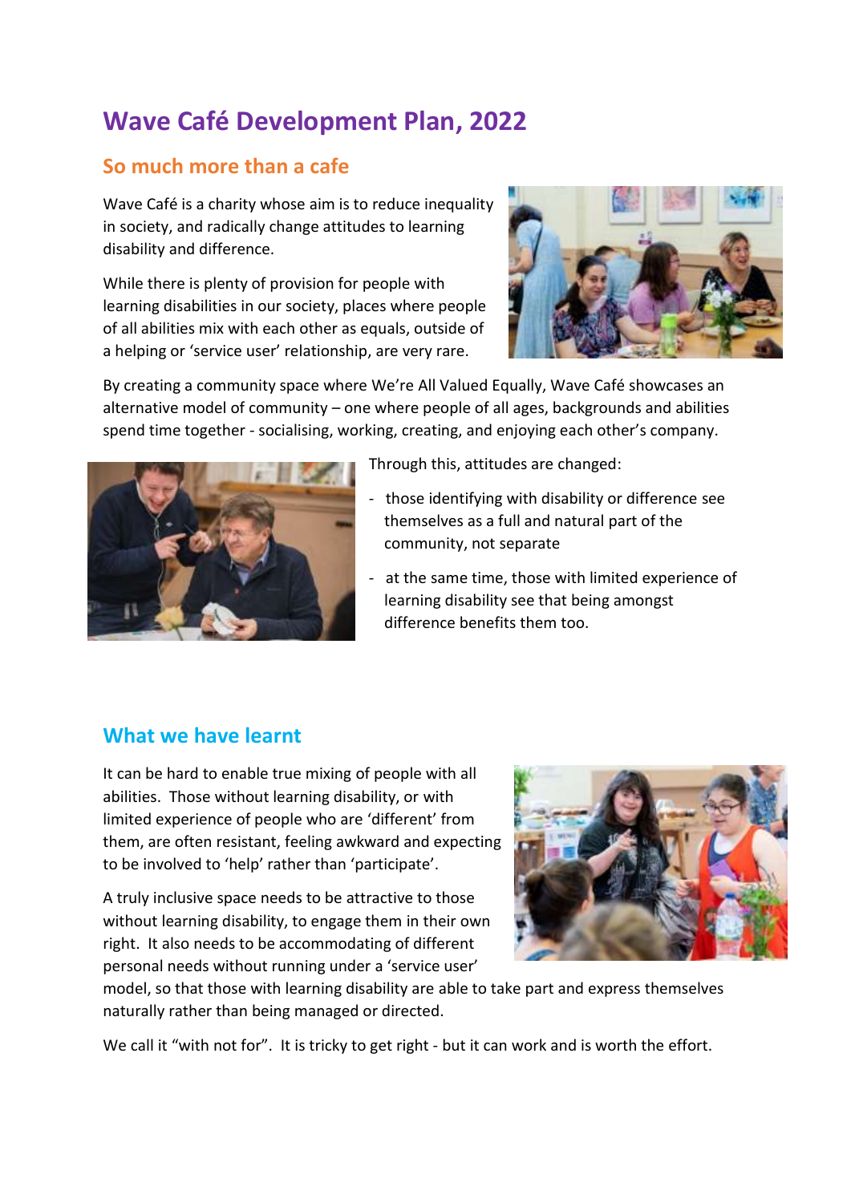# Wave Café Development Plan, 2022

## So much more than a cafe

Wave Café is a charity whose aim is to reduce inequality in society, and radically change attitudes to learning disability and difference.

While there is plenty of provision for people with learning disabilities in our society, places where people of all abilities mix with each other as equals, outside of a helping or 'service user' relationship, are very rare.

By creating a community space where We're All Valued Equally, Wave Café showcases an alternative model of community – one where people of all ages, backgrounds and abilities spend time together - socialising, working, creating, and enjoying each other's company.

Through this, attitudes are changed:

- those identifying with disability or difference see themselves as a full and natural part of the community, not separate
- at the same time, those with limited experience of learning disability see that being amongst difference benefits them too.

## What we have learnt

It can be hard to enable true mixing of people with all abilities. Those without learning disability, or with limited experience of people who are 'different' from them, are often resistant, feeling awkward and expecting to be involved to 'help' rather than 'participate'.

A truly inclusive space needs to be attractive to those without learning disability, to engage them in their own right. It also needs to be accommodating of different personal needs without running under a 'service user' model, so that those with learning disability are able to take part and express themselves naturally rather than being managed or directed.

We call it "with not for". It is tricky to get right - but it can work and is worth the effort.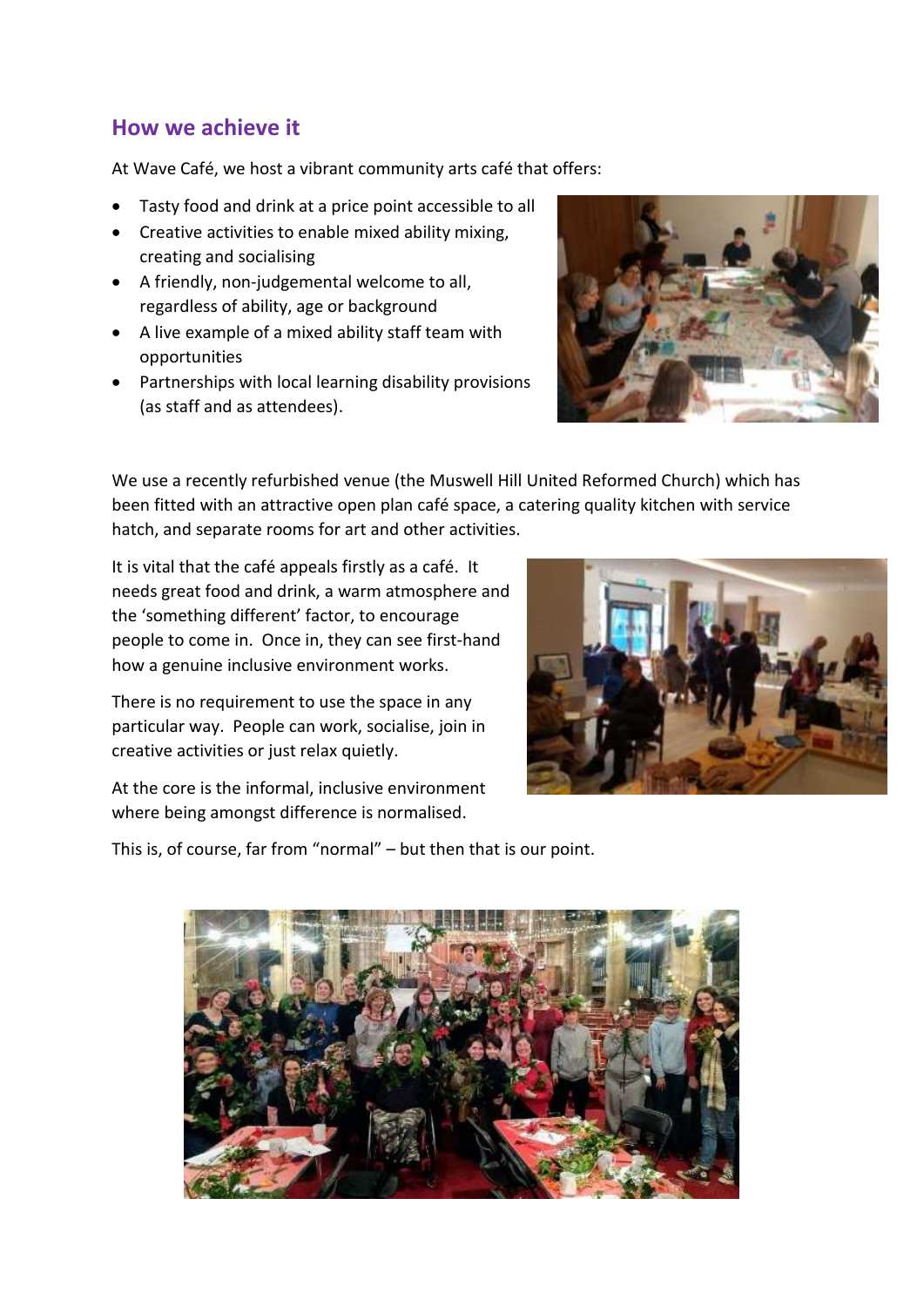## How we achieve it

At Wave Café, we host a vibrant community arts café that offers:

- Tasty food and drink at a price point accessible to all
- Creative activities to enable mixed ability mixing, creating and socialising
- A friendly, non-judgemental welcome to all, regardless of ability, age or background
- A live example of a mixed ability staff team with opportunities
- Partnerships with local learning disability provisions (as staff and as attendees).

We use a recently refurbished venue (the Muswell Hill United Reformed Church) which has been fitted with an attractive open plan café space, a catering quality kitchen with service hatch, and separate rooms for art and other activities.

It is vital that the café appeals firstly as a café. It needs great food and drink, a warm atmosphere and the 'something different' factor, to encourage people to come in. Once in, they can see first-hand how a genuine inclusive environment works.

There is no requirement to use the space in any particular way. People can work, socialise, join in creative activities or just relax quietly.

At the core is the informal, inclusive environment where being amongst difference is normalised.

This is, of course, far from "normal" – but then that is our point.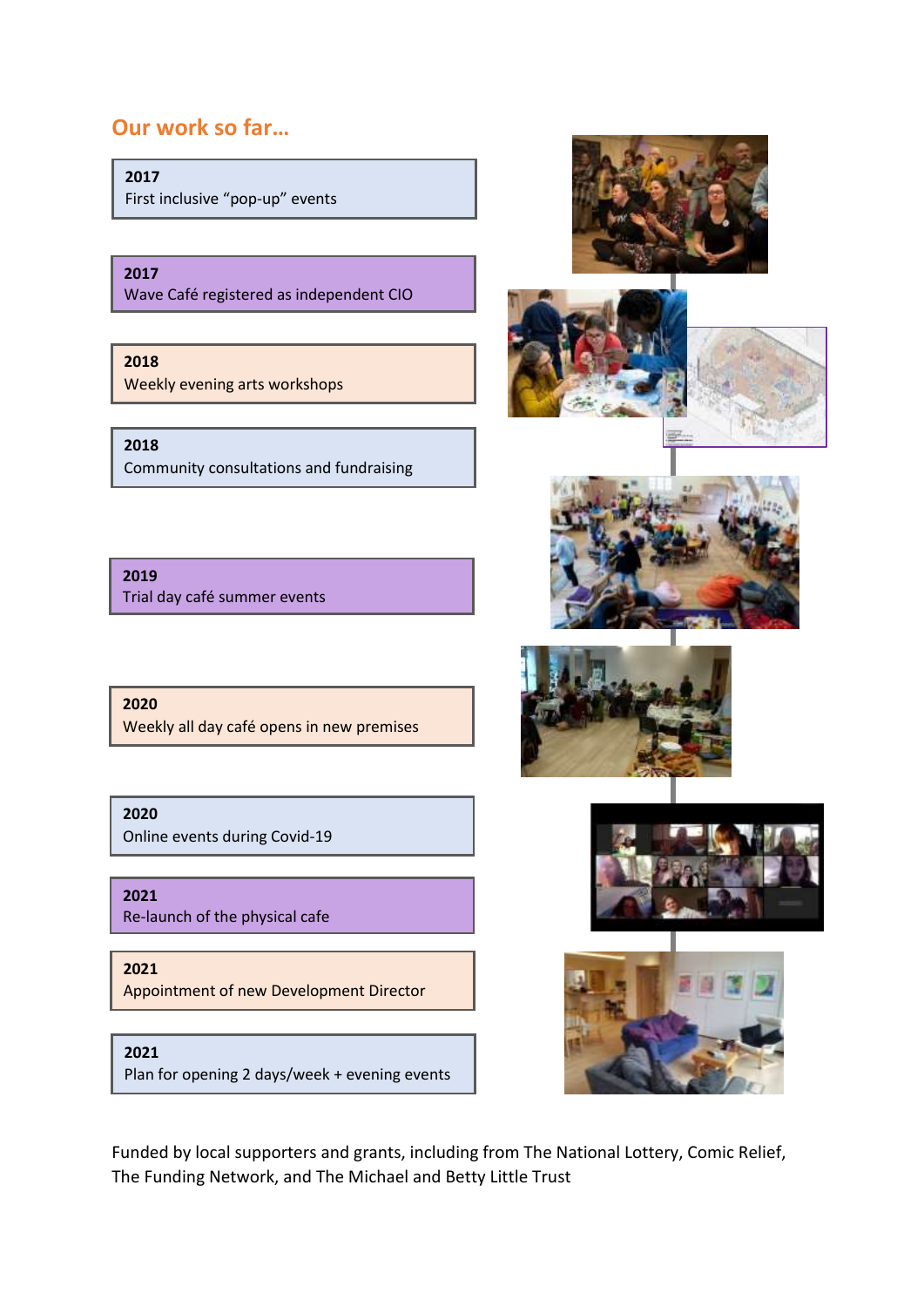## Our work so far…

**2017**
First inclusive "pop-up" events

**2017**
Wave Café registered as independent CIO

**2018**
Weekly evening arts workshops

**2018**
Community consultations and fundraising

**2019**
Trial day café summer events

**2020**
Weekly all day café opens in new premises

**2020**
Online events during Covid-19

**2021**
Re-launch of the physical cafe

**2021**
Appointment of new Development Director

**2021**
Plan for opening 2 days/week + evening events

Funded by local supporters and grants, including from The National Lottery, Comic Relief, The Funding Network, and The Michael and Betty Little Trust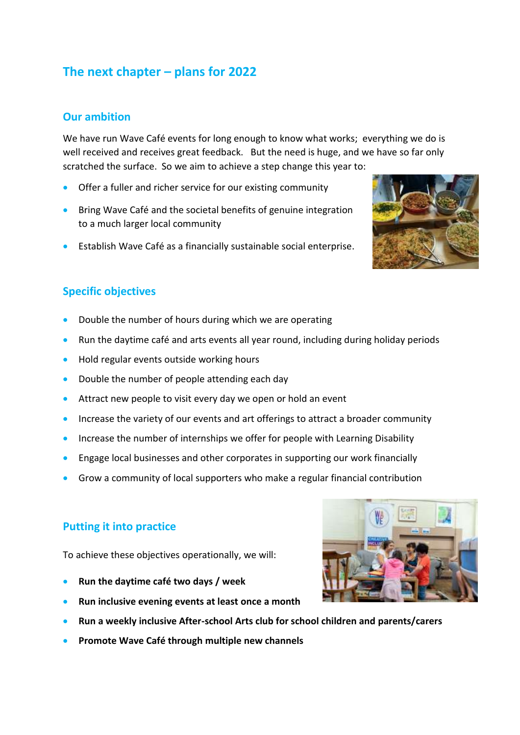## The next chapter – plans for 2022

### Our ambition

We have run Wave Café events for long enough to know what works; everything we do is well received and receives great feedback. But the need is huge, and we have so far only scratched the surface. So we aim to achieve a step change this year to:

- Offer a fuller and richer service for our existing community
- Bring Wave Café and the societal benefits of genuine integration to a much larger local community
- Establish Wave Café as a financially sustainable social enterprise.

### Specific objectives

- Double the number of hours during which we are operating
- Run the daytime café and arts events all year round, including during holiday periods
- Hold regular events outside working hours
- Double the number of people attending each day
- Attract new people to visit every day we open or hold an event
- Increase the variety of our events and art offerings to attract a broader community
- Increase the number of internships we offer for people with Learning Disability
- Engage local businesses and other corporates in supporting our work financially
- Grow a community of local supporters who make a regular financial contribution

### Putting it into practice

To achieve these objectives operationally, we will:

- **Run the daytime café two days / week**
- **Run inclusive evening events at least once a month**
- **Run a weekly inclusive After-school Arts club for school children and parents/carers**
- **Promote Wave Café through multiple new channels**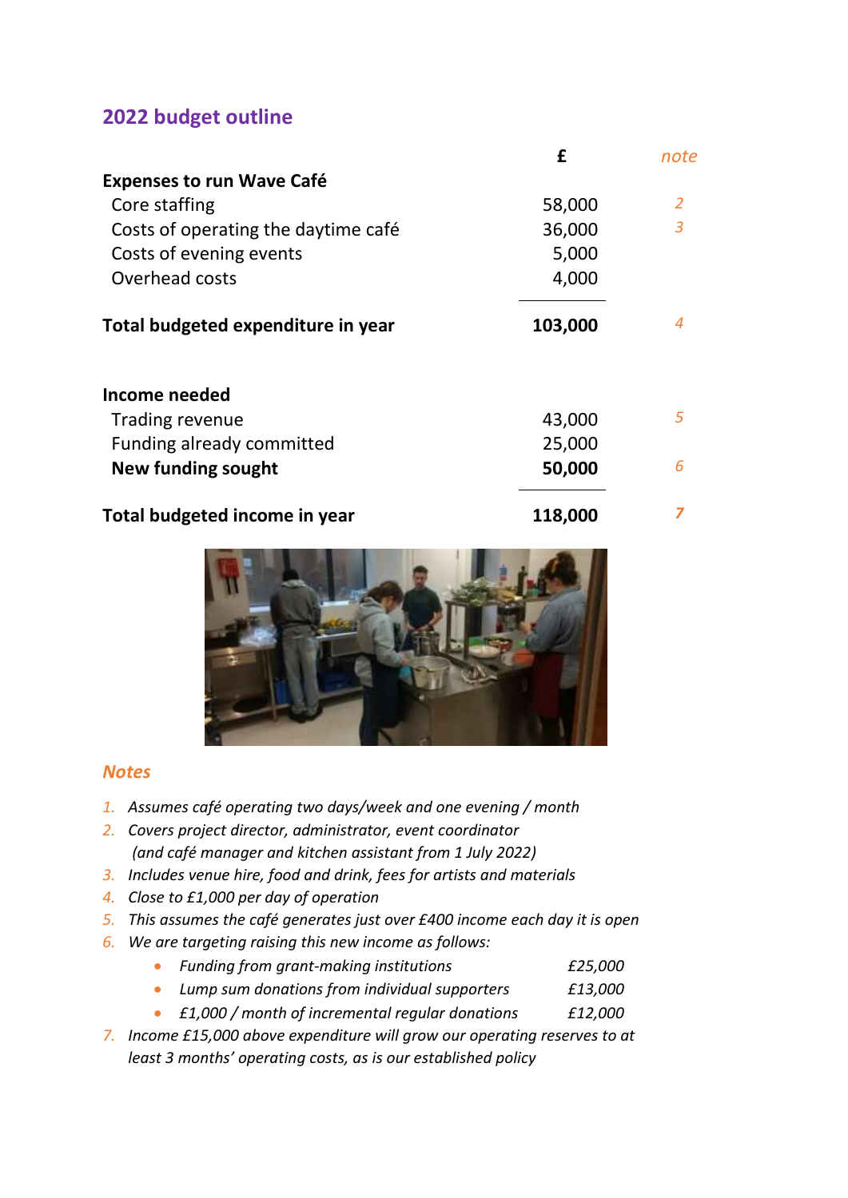## 2022 budget outline

| | £ | note |
|---|---|---|
| **Expenses to run Wave Café** | | |
| Core staffing | 58,000 | *2* |
| Costs of operating the daytime café | 36,000 | *3* |
| Costs of evening events | 5,000 | |
| Overhead costs | 4,000 | |
| **Total budgeted expenditure in year** | **103,000** | *4* |
| | | |
| **Income needed** | | |
| Trading revenue | 43,000 | *5* |
| Funding already committed | 25,000 | |
| **New funding sought** | **50,000** | *6* |
| **Total budgeted income in year** | **118,000** | *7* |

### *Notes*

1. *Assumes café operating two days/week and one evening / month*
2. *Covers project director, administrator, event coordinator (and café manager and kitchen assistant from 1 July 2022)*
3. *Includes venue hire, food and drink, fees for artists and materials*
4. *Close to £1,000 per day of operation*
5. *This assumes the café generates just over £400 income each day it is open*
6. *We are targeting raising this new income as follows:*
    - *Funding from grant-making institutions* *£25,000*
    - *Lump sum donations from individual supporters* *£13,000*
    - *£1,000 / month of incremental regular donations* *£12,000*
7. *Income £15,000 above expenditure will grow our operating reserves to at least 3 months' operating costs, as is our established policy*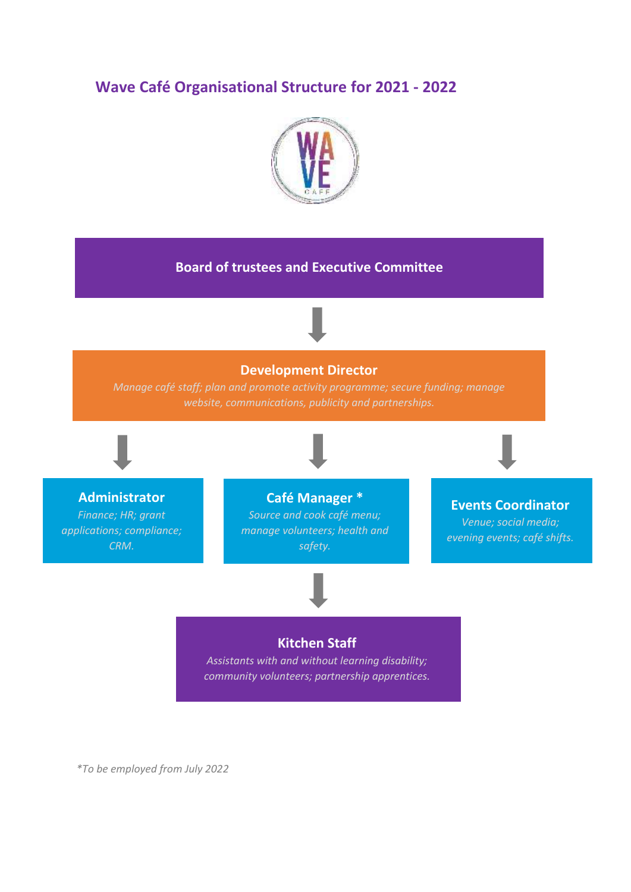## Wave Café Organisational Structure for 2021 - 2022

**Board of trustees and Executive Committee**

**Development Director**

*Manage café staff; plan and promote activity programme; secure funding; manage website, communications, publicity and partnerships.*

**Administrator**

*Finance; HR; grant applications; compliance; CRM.*

**Café Manager ***

*Source and cook café menu; manage volunteers; health and safety.*

**Events Coordinator**

*Venue; social media; evening events; café shifts.*

**Kitchen Staff**

*Assistants with and without learning disability; community volunteers; partnership apprentices.*

*\*To be employed from July 2022*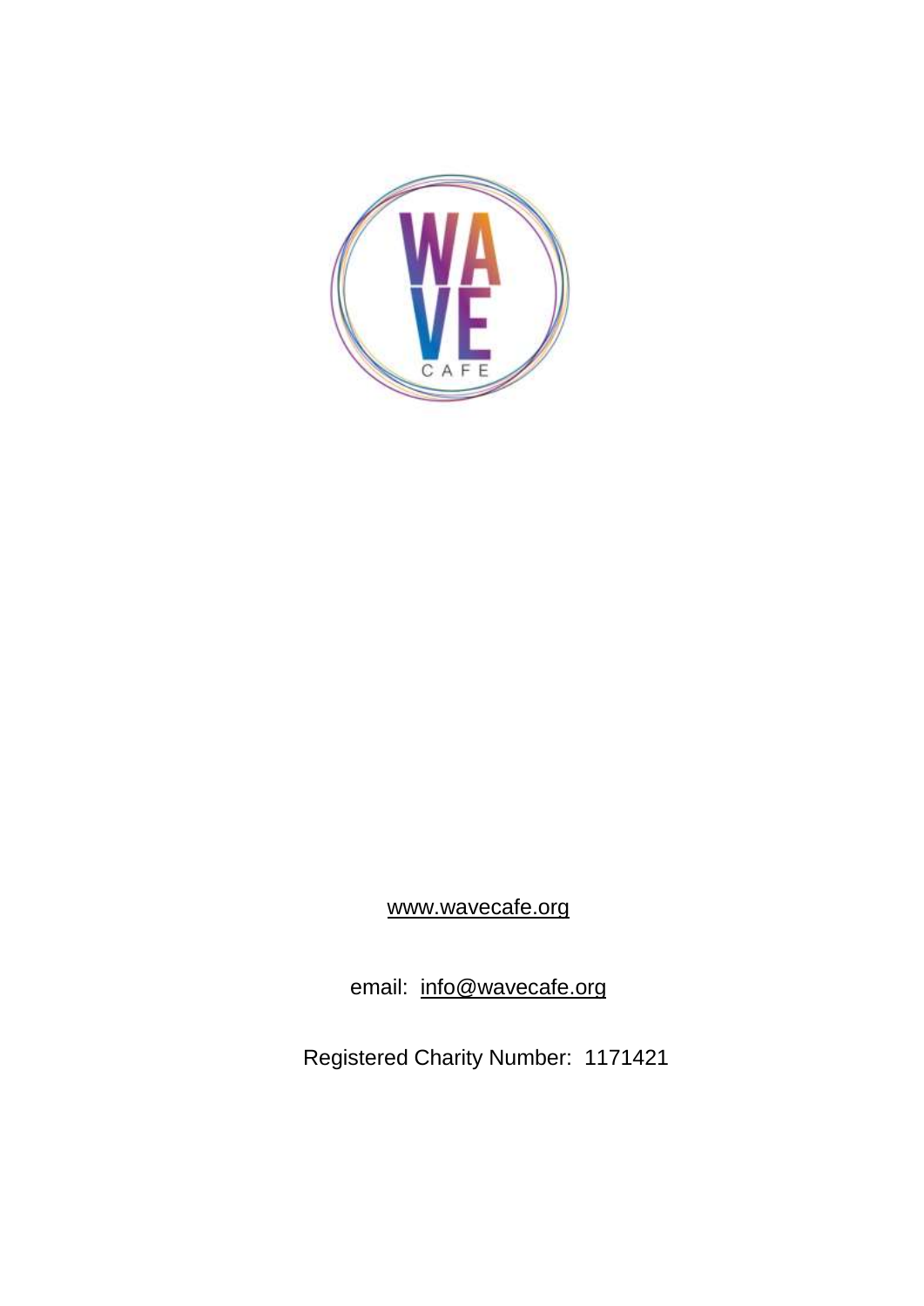www.wavecafe.org

email: info@wavecafe.org

Registered Charity Number: 1171421